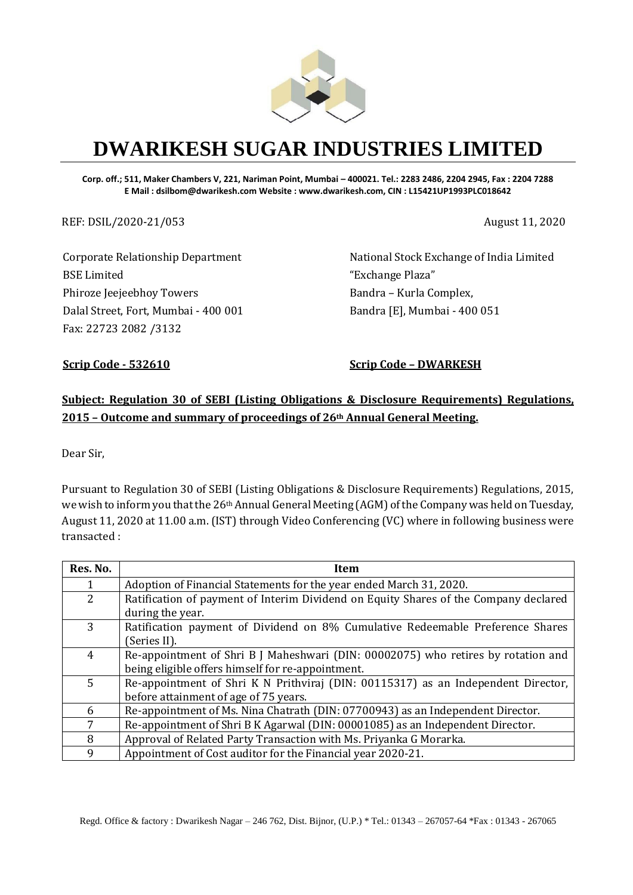# DWARIKESH SUGAR INDUSTRIES LIMITED

**Corp. off.; 511, Maker Chambers V, 221, Nariman Point, Mumbai – 400021. Tel.: 2283 2486, 2204 2945, Fax : 2204 7288**
**E Mail : dsilbom@dwarikesh.com Website : www.dwarikesh.com, CIN : L15421UP1993PLC018642**

REF: DSIL/2020-21/053

August 11, 2020

Corporate Relationship Department
BSE Limited
Phiroze Jeejeebhoy Towers
Dalal Street, Fort, Mumbai - 400 001
Fax: 22723 2082 /3132

**Scrip Code - 532610**

National Stock Exchange of India Limited
"Exchange Plaza"
Bandra – Kurla Complex,
Bandra [E], Mumbai - 400 051

**Scrip Code – DWARKESH**

**Subject: Regulation 30 of SEBI (Listing Obligations & Disclosure Requirements) Regulations, 2015 – Outcome and summary of proceedings of 26th Annual General Meeting.**

Dear Sir,

Pursuant to Regulation 30 of SEBI (Listing Obligations & Disclosure Requirements) Regulations, 2015, we wish to inform you that the 26th Annual General Meeting (AGM) of the Company was held on Tuesday, August 11, 2020 at 11.00 a.m. (IST) through Video Conferencing (VC) where in following business were transacted :

| Res. No. | Item |
|---|---|
| 1 | Adoption of Financial Statements for the year ended March 31, 2020. |
| 2 | Ratification of payment of Interim Dividend on Equity Shares of the Company declared during the year. |
| 3 | Ratification payment of Dividend on 8% Cumulative Redeemable Preference Shares (Series II). |
| 4 | Re-appointment of Shri B J Maheshwari (DIN: 00002075) who retires by rotation and being eligible offers himself for re-appointment. |
| 5 | Re-appointment of Shri K N Prithviraj (DIN: 00115317) as an Independent Director, before attainment of age of 75 years. |
| 6 | Re-appointment of Ms. Nina Chatrath (DIN: 07700943) as an Independent Director. |
| 7 | Re-appointment of Shri B K Agarwal (DIN: 00001085) as an Independent Director. |
| 8 | Approval of Related Party Transaction with Ms. Priyanka G Morarka. |
| 9 | Appointment of Cost auditor for the Financial year 2020-21. |

Regd. Office & factory : Dwarikesh Nagar – 246 762, Dist. Bijnor, (U.P.) * Tel.: 01343 – 267057-64 *Fax : 01343 - 267065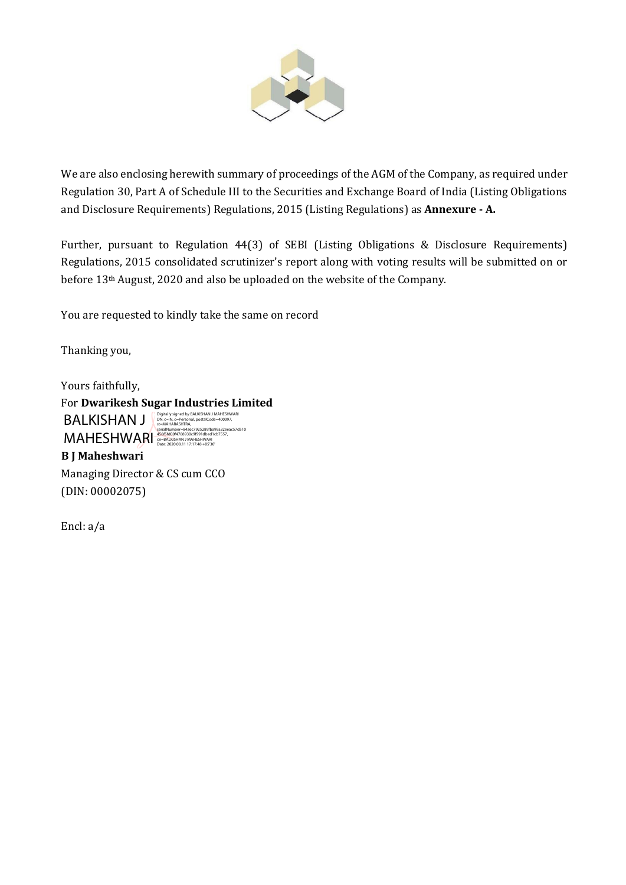We are also enclosing herewith summary of proceedings of the AGM of the Company, as required under Regulation 30, Part A of Schedule III to the Securities and Exchange Board of India (Listing Obligations and Disclosure Requirements) Regulations, 2015 (Listing Regulations) as **Annexure - A.**

Further, pursuant to Regulation 44(3) of SEBI (Listing Obligations & Disclosure Requirements) Regulations, 2015 consolidated scrutinizer's report along with voting results will be submitted on or before 13th August, 2020 and also be uploaded on the website of the Company.

You are requested to kindly take the same on record

Thanking you,

Yours faithfully,

For **Dwarikesh Sugar Industries Limited**

BALKISHAN J MAHESHWARI

Digitally signed by BALKISHAN J MAHESHWARI
DN: c=IN, o=Personal, postalCode=400097, st=MAHARASHTRA, serialNumber=84a6c7925289fba99a32eeac57d510456f5fd00f4788930c9f991dbed1cb7557, cn=BALKISHAN J MAHESHWARI
Date: 2020.08.11 17:17:48 +05'30'

**B J Maheshwari**

Managing Director & CS cum CCO

(DIN: 00002075)

Encl: a/a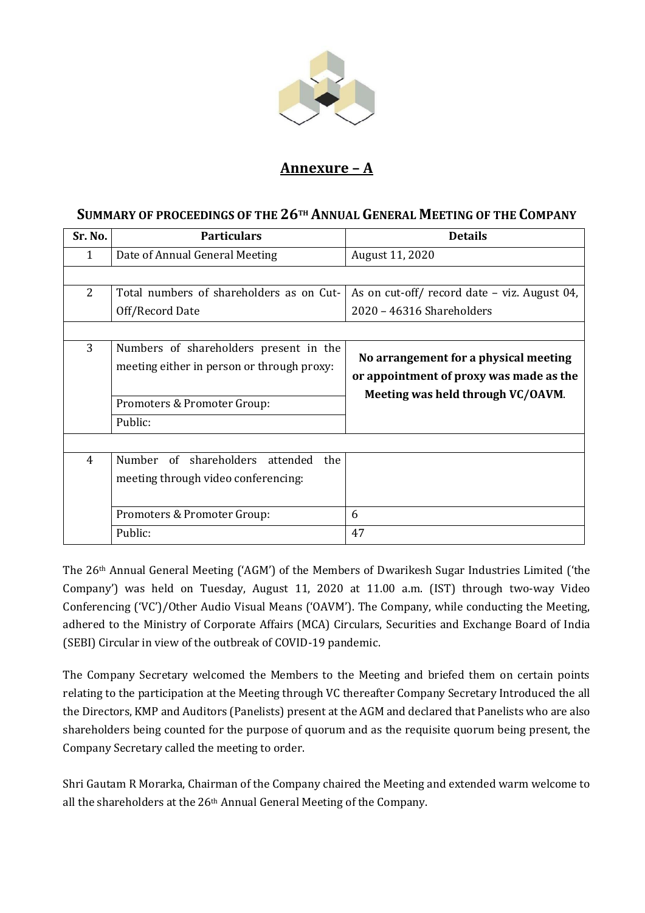## Annexure – A

### SUMMARY OF PROCEEDINGS OF THE 26TH ANNUAL GENERAL MEETING OF THE COMPANY

| Sr. No. | Particulars | Details |
|---|---|---|
| 1 | Date of Annual General Meeting | August 11, 2020 |
| | | |
| 2 | Total numbers of shareholders as on Cut-Off/Record Date | As on cut-off/ record date – viz. August 04, 2020 – 46316 Shareholders |
| | | |
| 3 | Numbers of shareholders present in the meeting either in person or through proxy: | **No arrangement for a physical meeting or appointment of proxy was made as the Meeting was held through VC/OAVM.** |
| | Promoters & Promoter Group: | |
| | Public: | |
| | | |
| 4 | Number of shareholders attended the meeting through video conferencing: | |
| | Promoters & Promoter Group: | 6 |
| | Public: | 47 |

The 26th Annual General Meeting ('AGM') of the Members of Dwarikesh Sugar Industries Limited ('the Company') was held on Tuesday, August 11, 2020 at 11.00 a.m. (IST) through two-way Video Conferencing ('VC')/Other Audio Visual Means ('OAVM'). The Company, while conducting the Meeting, adhered to the Ministry of Corporate Affairs (MCA) Circulars, Securities and Exchange Board of India (SEBI) Circular in view of the outbreak of COVID-19 pandemic.

The Company Secretary welcomed the Members to the Meeting and briefed them on certain points relating to the participation at the Meeting through VC thereafter Company Secretary Introduced the all the Directors, KMP and Auditors (Panelists) present at the AGM and declared that Panelists who are also shareholders being counted for the purpose of quorum and as the requisite quorum being present, the Company Secretary called the meeting to order.

Shri Gautam R Morarka, Chairman of the Company chaired the Meeting and extended warm welcome to all the shareholders at the 26th Annual General Meeting of the Company.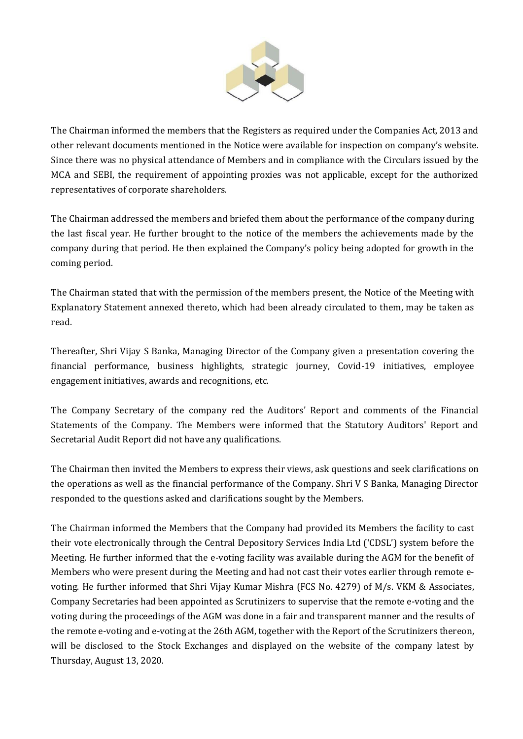The Chairman informed the members that the Registers as required under the Companies Act, 2013 and other relevant documents mentioned in the Notice were available for inspection on company's website. Since there was no physical attendance of Members and in compliance with the Circulars issued by the MCA and SEBI, the requirement of appointing proxies was not applicable, except for the authorized representatives of corporate shareholders.

The Chairman addressed the members and briefed them about the performance of the company during the last fiscal year. He further brought to the notice of the members the achievements made by the company during that period. He then explained the Company's policy being adopted for growth in the coming period.

The Chairman stated that with the permission of the members present, the Notice of the Meeting with Explanatory Statement annexed thereto, which had been already circulated to them, may be taken as read.

Thereafter, Shri Vijay S Banka, Managing Director of the Company given a presentation covering the financial performance, business highlights, strategic journey, Covid-19 initiatives, employee engagement initiatives, awards and recognitions, etc.

The Company Secretary of the company red the Auditors' Report and comments of the Financial Statements of the Company. The Members were informed that the Statutory Auditors' Report and Secretarial Audit Report did not have any qualifications.

The Chairman then invited the Members to express their views, ask questions and seek clarifications on the operations as well as the financial performance of the Company. Shri V S Banka, Managing Director responded to the questions asked and clarifications sought by the Members.

The Chairman informed the Members that the Company had provided its Members the facility to cast their vote electronically through the Central Depository Services India Ltd ('CDSL') system before the Meeting. He further informed that the e-voting facility was available during the AGM for the benefit of Members who were present during the Meeting and had not cast their votes earlier through remote e-voting. He further informed that Shri Vijay Kumar Mishra (FCS No. 4279) of M/s. VKM & Associates, Company Secretaries had been appointed as Scrutinizers to supervise that the remote e-voting and the voting during the proceedings of the AGM was done in a fair and transparent manner and the results of the remote e-voting and e-voting at the 26th AGM, together with the Report of the Scrutinizers thereon, will be disclosed to the Stock Exchanges and displayed on the website of the company latest by Thursday, August 13, 2020.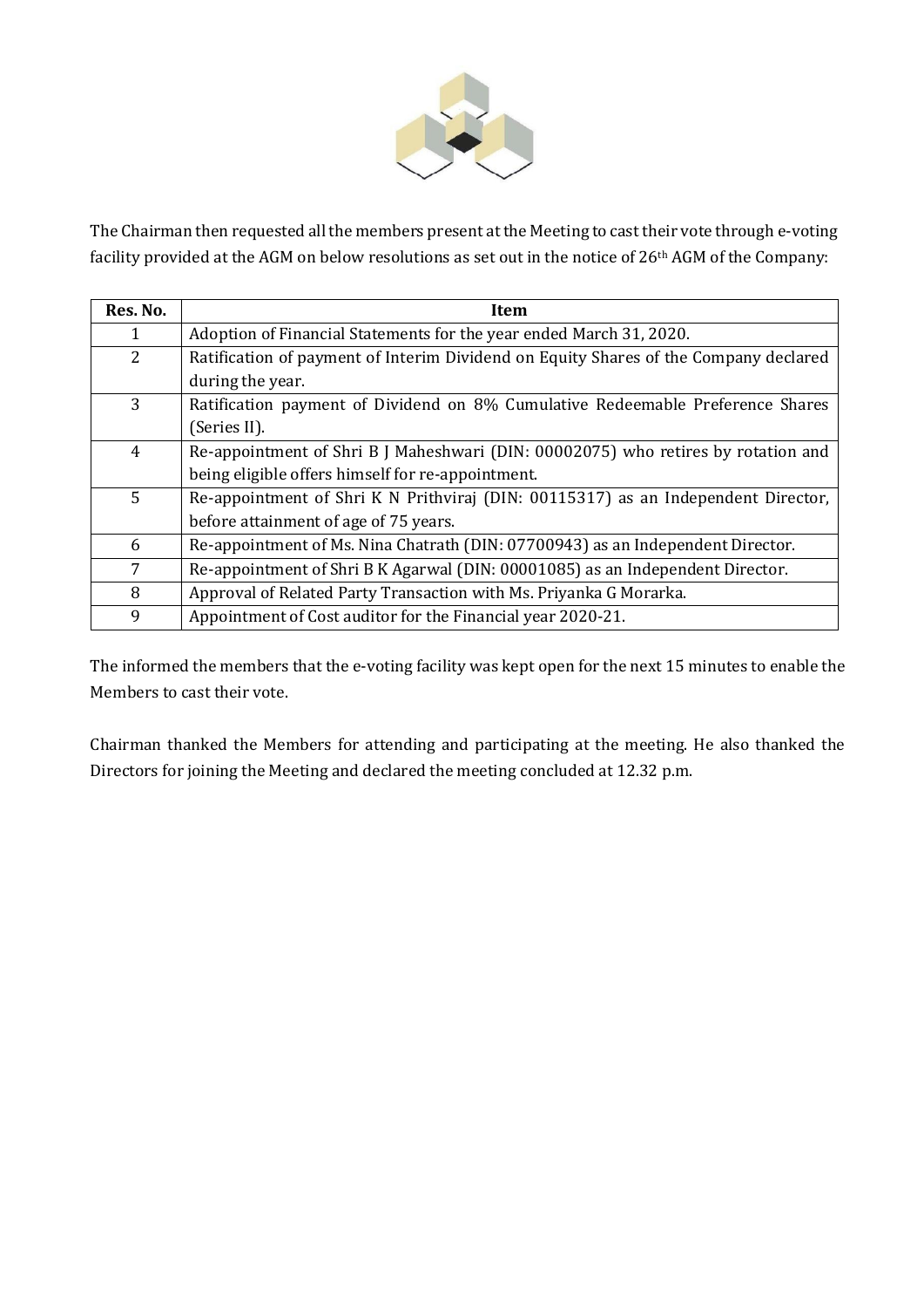The Chairman then requested all the members present at the Meeting to cast their vote through e-voting facility provided at the AGM on below resolutions as set out in the notice of 26th AGM of the Company:

| Res. No. | Item |
|---|---|
| 1 | Adoption of Financial Statements for the year ended March 31, 2020. |
| 2 | Ratification of payment of Interim Dividend on Equity Shares of the Company declared during the year. |
| 3 | Ratification payment of Dividend on 8% Cumulative Redeemable Preference Shares (Series II). |
| 4 | Re-appointment of Shri B J Maheshwari (DIN: 00002075) who retires by rotation and being eligible offers himself for re-appointment. |
| 5 | Re-appointment of Shri K N Prithviraj (DIN: 00115317) as an Independent Director, before attainment of age of 75 years. |
| 6 | Re-appointment of Ms. Nina Chatrath (DIN: 07700943) as an Independent Director. |
| 7 | Re-appointment of Shri B K Agarwal (DIN: 00001085) as an Independent Director. |
| 8 | Approval of Related Party Transaction with Ms. Priyanka G Morarka. |
| 9 | Appointment of Cost auditor for the Financial year 2020-21. |

The informed the members that the e-voting facility was kept open for the next 15 minutes to enable the Members to cast their vote.

Chairman thanked the Members for attending and participating at the meeting. He also thanked the Directors for joining the Meeting and declared the meeting concluded at 12.32 p.m.